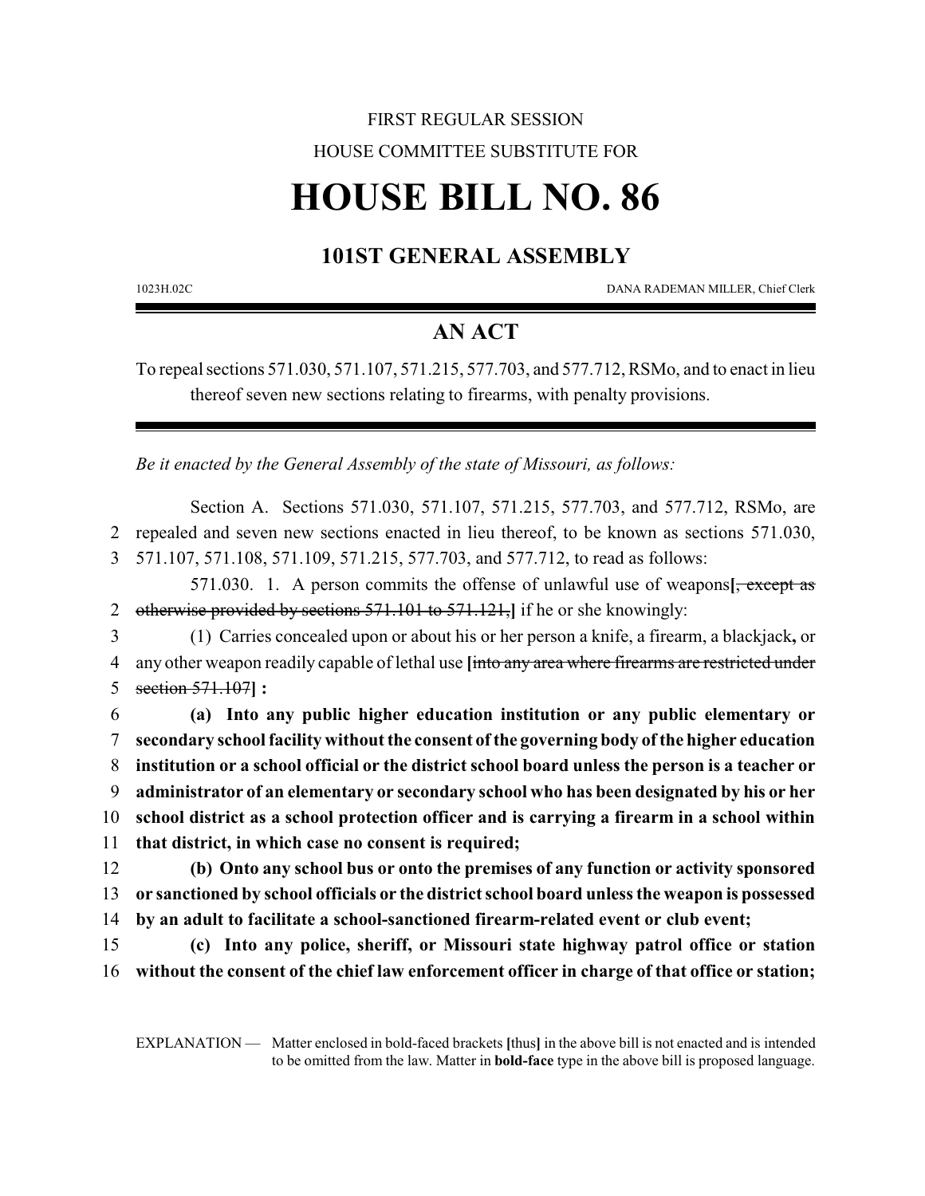FIRST REGULAR SESSION

HOUSE COMMITTEE SUBSTITUTE FOR

# HOUSE BILL NO. 86

## 101ST GENERAL ASSEMBLY

1023H.02C DANA RADEMAN MILLER, Chief Clerk

## AN ACT

To repeal sections 571.030, 571.107, 571.215, 577.703, and 577.712, RSMo, and to enact in lieu thereof seven new sections relating to firearms, with penalty provisions.

*Be it enacted by the General Assembly of the state of Missouri, as follows:*

Section A. Sections 571.030, 571.107, 571.215, 577.703, and 577.712, RSMo, are repealed and seven new sections enacted in lieu thereof, to be known as sections 571.030, 571.107, 571.108, 571.109, 571.215, 577.703, and 577.712, to read as follows:

571.030. 1. A person commits the offense of unlawful use of weapons**[**~~, except as otherwise provided by sections 571.101 to 571.121,~~**]** if he or she knowingly:

(1) Carries concealed upon or about his or her person a knife, a firearm, a blackjack**,** or any other weapon readily capable of lethal use **[**~~into any area where firearms are restricted under section 571.107~~**] :**

**(a) Into any public higher education institution or any public elementary or secondary school facility without the consent of the governing body of the higher education institution or a school official or the district school board unless the person is a teacher or administrator of an elementary or secondary school who has been designated by his or her school district as a school protection officer and is carrying a firearm in a school within that district, in which case no consent is required;**

**(b) Onto any school bus or onto the premises of any function or activity sponsored or sanctioned by school officials or the district school board unless the weapon is possessed by an adult to facilitate a school-sanctioned firearm-related event or club event;**

**(c) Into any police, sheriff, or Missouri state highway patrol office or station without the consent of the chief law enforcement officer in charge of that office or station;**

EXPLANATION — Matter enclosed in bold-faced brackets **[**thus**]** in the above bill is not enacted and is intended to be omitted from the law. Matter in **bold-face** type in the above bill is proposed language.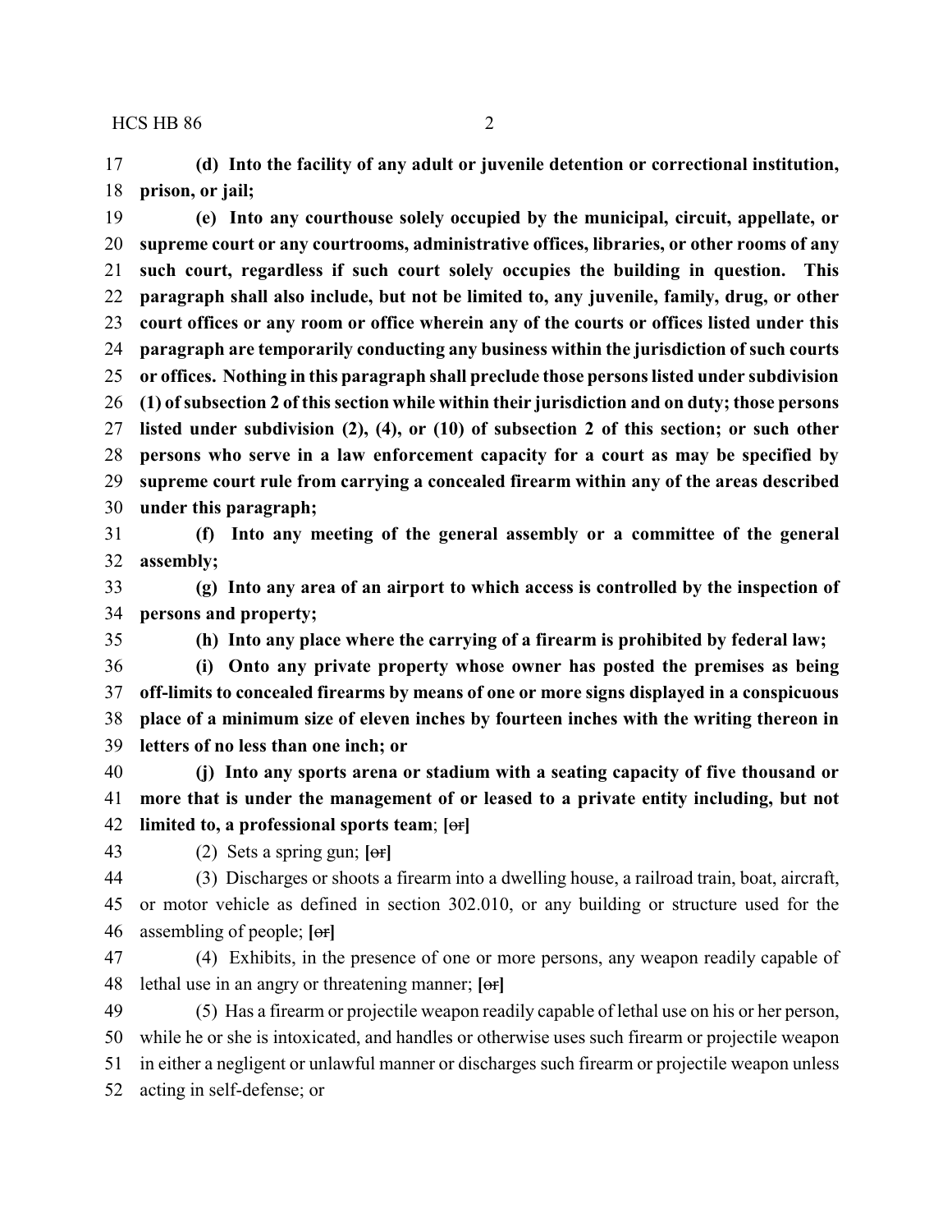17 **(d) Into the facility of any adult or juvenile detention or correctional institution,**
18 **prison, or jail;**

19 **(e) Into any courthouse solely occupied by the municipal, circuit, appellate, or**
20 **supreme court or any courtrooms, administrative offices, libraries, or other rooms of any**
21 **such court, regardless if such court solely occupies the building in question. This**
22 **paragraph shall also include, but not be limited to, any juvenile, family, drug, or other**
23 **court offices or any room or office wherein any of the courts or offices listed under this**
24 **paragraph are temporarily conducting any business within the jurisdiction of such courts**
25 **or offices. Nothing in this paragraph shall preclude those persons listed under subdivision**
26 **(1) of subsection 2 of this section while within their jurisdiction and on duty; those persons**
27 **listed under subdivision (2), (4), or (10) of subsection 2 of this section; or such other**
28 **persons who serve in a law enforcement capacity for a court as may be specified by**
29 **supreme court rule from carrying a concealed firearm within any of the areas described**
30 **under this paragraph;**

31 **(f) Into any meeting of the general assembly or a committee of the general**
32 **assembly;**

33 **(g) Into any area of an airport to which access is controlled by the inspection of**
34 **persons and property;**

35 **(h) Into any place where the carrying of a firearm is prohibited by federal law;**

36 **(i) Onto any private property whose owner has posted the premises as being**
37 **off-limits to concealed firearms by means of one or more signs displayed in a conspicuous**
38 **place of a minimum size of eleven inches by fourteen inches with the writing thereon in**
39 **letters of no less than one inch; or**

40 **(j) Into any sports arena or stadium with a seating capacity of five thousand or**
41 **more that is under the management of or leased to a private entity including, but not**
42 **limited to, a professional sports team**; **[~~or~~]**

43 (2) Sets a spring gun; **[~~or~~]**

44 (3) Discharges or shoots a firearm into a dwelling house, a railroad train, boat, aircraft,
45 or motor vehicle as defined in section 302.010, or any building or structure used for the
46 assembling of people; **[~~or~~]**

47 (4) Exhibits, in the presence of one or more persons, any weapon readily capable of
48 lethal use in an angry or threatening manner; **[~~or~~]**

49 (5) Has a firearm or projectile weapon readily capable of lethal use on his or her person,
50 while he or she is intoxicated, and handles or otherwise uses such firearm or projectile weapon
51 in either a negligent or unlawful manner or discharges such firearm or projectile weapon unless
52 acting in self-defense; or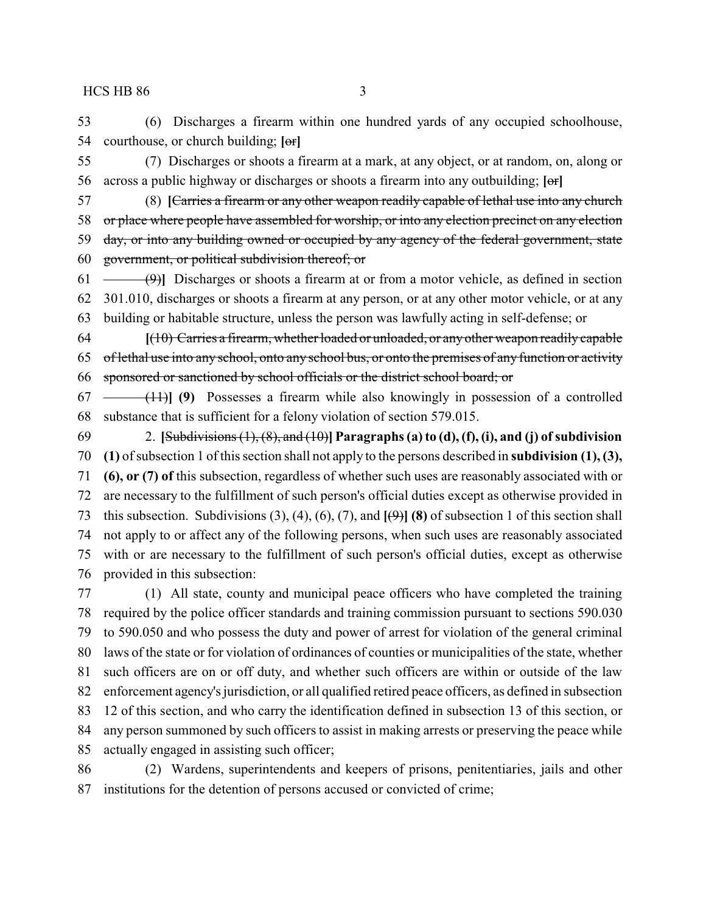(6) Discharges a firearm within one hundred yards of any occupied schoolhouse, courthouse, or church building; **[**~~or~~**]**

(7) Discharges or shoots a firearm at a mark, at any object, or at random, on, along or across a public highway or discharges or shoots a firearm into any outbuilding; **[**~~or~~**]**

(8) **[**~~Carries a firearm or any other weapon readily capable of lethal use into any church or place where people have assembled for worship, or into any election precinct on any election day, or into any building owned or occupied by any agency of the federal government, state government, or political subdivision thereof; or~~

~~(9)~~**]** Discharges or shoots a firearm at or from a motor vehicle, as defined in section 301.010, discharges or shoots a firearm at any person, or at any other motor vehicle, or at any building or habitable structure, unless the person was lawfully acting in self-defense; or

**[**~~(10) Carries a firearm, whether loaded or unloaded, or any other weapon readily capable of lethal use into any school, onto any school bus, or onto the premises of any function or activity sponsored or sanctioned by school officials or the district school board; or~~

~~(11)~~**] (9)** Possesses a firearm while also knowingly in possession of a controlled substance that is sufficient for a felony violation of section 579.015.

2. **[**~~Subdivisions (1), (8), and (10)~~**] Paragraphs (a) to (d), (f), (i), and (j) of subdivision (1)** of subsection 1 of this section shall not apply to the persons described in **subdivision (1), (3), (6), or (7) of** this subsection, regardless of whether such uses are reasonably associated with or are necessary to the fulfillment of such person's official duties except as otherwise provided in this subsection. Subdivisions (3), (4), (6), (7), and **[**~~(9)~~**] (8)** of subsection 1 of this section shall not apply to or affect any of the following persons, when such uses are reasonably associated with or are necessary to the fulfillment of such person's official duties, except as otherwise provided in this subsection:

(1) All state, county and municipal peace officers who have completed the training required by the police officer standards and training commission pursuant to sections 590.030 to 590.050 and who possess the duty and power of arrest for violation of the general criminal laws of the state or for violation of ordinances of counties or municipalities of the state, whether such officers are on or off duty, and whether such officers are within or outside of the law enforcement agency's jurisdiction, or all qualified retired peace officers, as defined in subsection 12 of this section, and who carry the identification defined in subsection 13 of this section, or any person summoned by such officers to assist in making arrests or preserving the peace while actually engaged in assisting such officer;

(2) Wardens, superintendents and keepers of prisons, penitentiaries, jails and other institutions for the detention of persons accused or convicted of crime;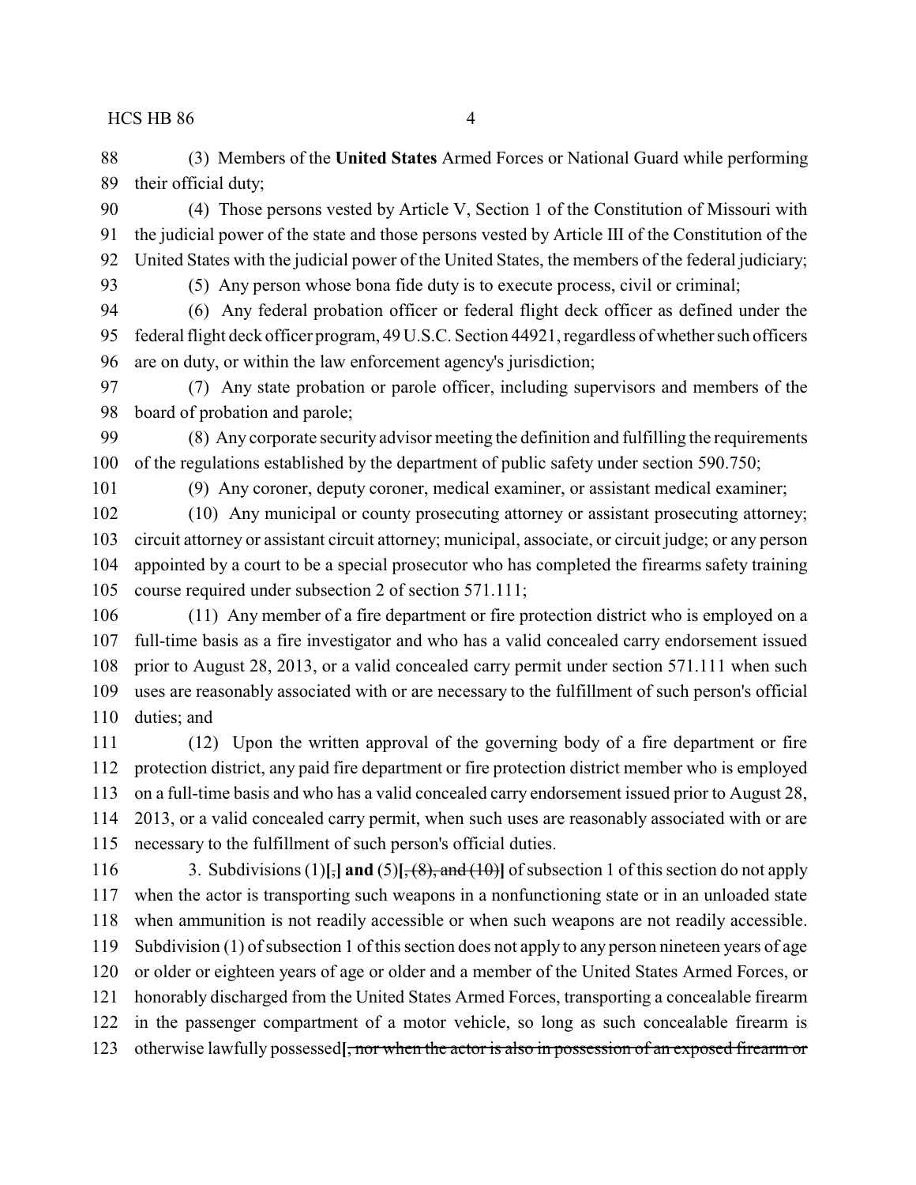(3) Members of the **United States** Armed Forces or National Guard while performing their official duty;

(4) Those persons vested by Article V, Section 1 of the Constitution of Missouri with the judicial power of the state and those persons vested by Article III of the Constitution of the United States with the judicial power of the United States, the members of the federal judiciary;

(5) Any person whose bona fide duty is to execute process, civil or criminal;

(6) Any federal probation officer or federal flight deck officer as defined under the federal flight deck officer program, 49 U.S.C. Section 44921, regardless of whether such officers are on duty, or within the law enforcement agency's jurisdiction;

(7) Any state probation or parole officer, including supervisors and members of the board of probation and parole;

(8) Any corporate security advisor meeting the definition and fulfilling the requirements of the regulations established by the department of public safety under section 590.750;

(9) Any coroner, deputy coroner, medical examiner, or assistant medical examiner;

(10) Any municipal or county prosecuting attorney or assistant prosecuting attorney; circuit attorney or assistant circuit attorney; municipal, associate, or circuit judge; or any person appointed by a court to be a special prosecutor who has completed the firearms safety training course required under subsection 2 of section 571.111;

(11) Any member of a fire department or fire protection district who is employed on a full-time basis as a fire investigator and who has a valid concealed carry endorsement issued prior to August 28, 2013, or a valid concealed carry permit under section 571.111 when such uses are reasonably associated with or are necessary to the fulfillment of such person's official duties; and

(12) Upon the written approval of the governing body of a fire department or fire protection district, any paid fire department or fire protection district member who is employed on a full-time basis and who has a valid concealed carry endorsement issued prior to August 28, 2013, or a valid concealed carry permit, when such uses are reasonably associated with or are necessary to the fulfillment of such person's official duties.

3. Subdivisions (1)**[**~~,~~**] and** (5)**[**~~, (8), and (10)~~**]** of subsection 1 of this section do not apply when the actor is transporting such weapons in a nonfunctioning state or in an unloaded state when ammunition is not readily accessible or when such weapons are not readily accessible. Subdivision (1) of subsection 1 of this section does not apply to any person nineteen years of age or older or eighteen years of age or older and a member of the United States Armed Forces, or honorably discharged from the United States Armed Forces, transporting a concealable firearm in the passenger compartment of a motor vehicle, so long as such concealable firearm is otherwise lawfully possessed**[**~~, nor when the actor is also in possession of an exposed firearm or~~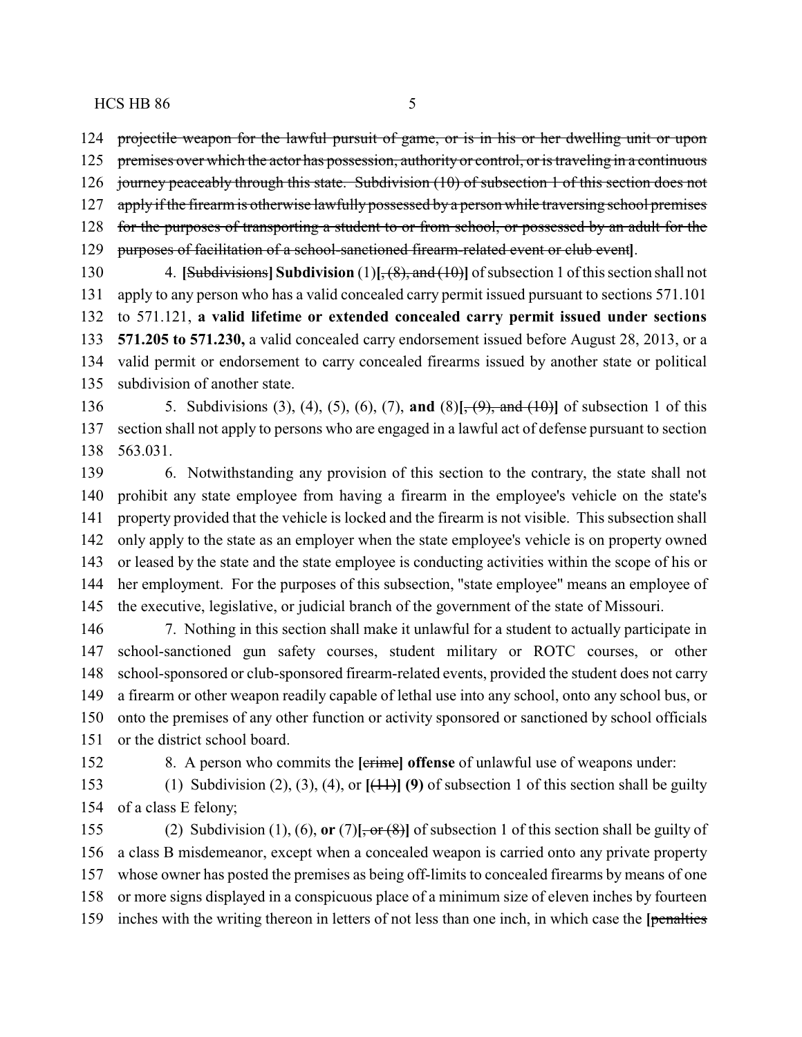124 ~~projectile weapon for the lawful pursuit of game, or is in his or her dwelling unit or upon~~
125 ~~premises over which the actor has possession, authority or control, or is traveling in a continuous~~
126 ~~journey peaceably through this state. Subdivision (10) of subsection 1 of this section does not~~
127 ~~apply if the firearm is otherwise lawfully possessed by a person while traversing school premises~~
128 ~~for the purposes of transporting a student to or from school, or possessed by an adult for the~~
129 ~~purposes of facilitation of a school-sanctioned firearm-related event or club event~~].

130 4. [~~Subdivisions~~] **Subdivision** (1)[~~, (8), and (10)~~] of subsection 1 of this section shall not
131 apply to any person who has a valid concealed carry permit issued pursuant to sections 571.101
132 to 571.121, **a valid lifetime or extended concealed carry permit issued under sections**
133 **571.205 to 571.230,** a valid concealed carry endorsement issued before August 28, 2013, or a
134 valid permit or endorsement to carry concealed firearms issued by another state or political
135 subdivision of another state.

136 5. Subdivisions (3), (4), (5), (6), (7), **and** (8)[~~, (9), and (10)~~] of subsection 1 of this
137 section shall not apply to persons who are engaged in a lawful act of defense pursuant to section
138 563.031.

139 6. Notwithstanding any provision of this section to the contrary, the state shall not
140 prohibit any state employee from having a firearm in the employee's vehicle on the state's
141 property provided that the vehicle is locked and the firearm is not visible. This subsection shall
142 only apply to the state as an employer when the state employee's vehicle is on property owned
143 or leased by the state and the state employee is conducting activities within the scope of his or
144 her employment. For the purposes of this subsection, "state employee" means an employee of
145 the executive, legislative, or judicial branch of the government of the state of Missouri.

146 7. Nothing in this section shall make it unlawful for a student to actually participate in
147 school-sanctioned gun safety courses, student military or ROTC courses, or other
148 school-sponsored or club-sponsored firearm-related events, provided the student does not carry
149 a firearm or other weapon readily capable of lethal use into any school, onto any school bus, or
150 onto the premises of any other function or activity sponsored or sanctioned by school officials
151 or the district school board.

152 8. A person who commits the [~~crime~~] **offense** of unlawful use of weapons under:

153 (1) Subdivision (2), (3), (4), or [~~(11)~~] **(9)** of subsection 1 of this section shall be guilty
154 of a class E felony;

155 (2) Subdivision (1), (6), **or** (7)[~~, or (8)~~] of subsection 1 of this section shall be guilty of
156 a class B misdemeanor, except when a concealed weapon is carried onto any private property
157 whose owner has posted the premises as being off-limits to concealed firearms by means of one
158 or more signs displayed in a conspicuous place of a minimum size of eleven inches by fourteen
159 inches with the writing thereon in letters of not less than one inch, in which case the [~~penalties~~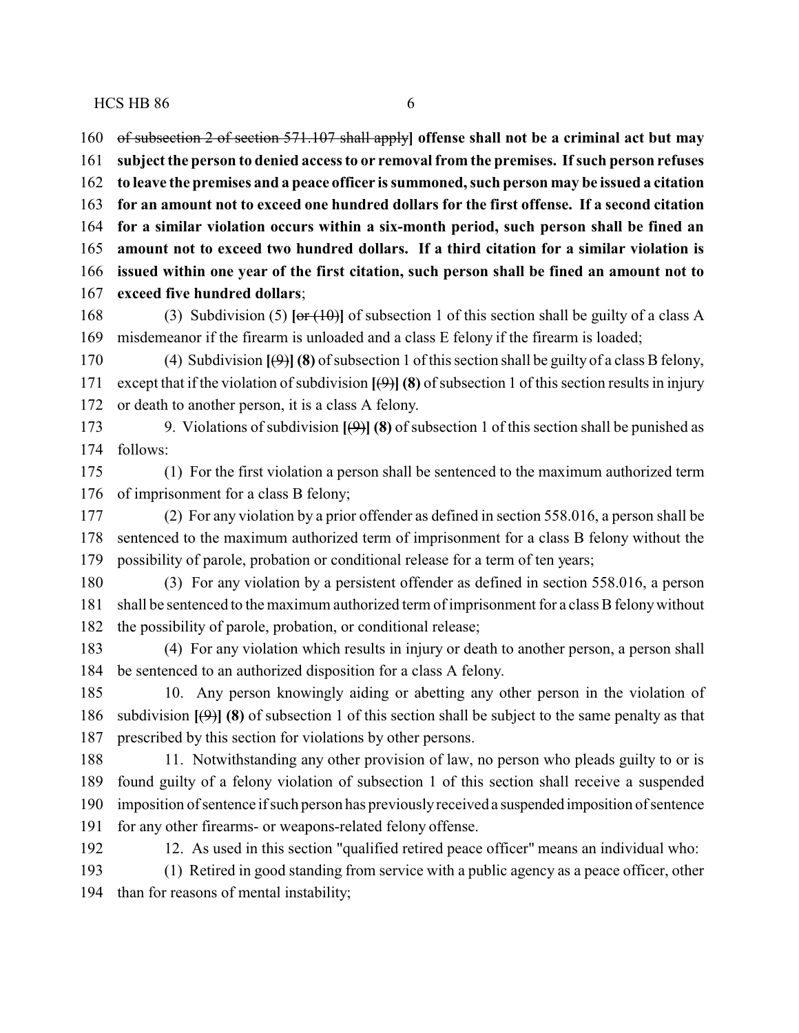of subsection 2 of section 571.107 shall apply] **offense shall not be a criminal act but may subject the person to denied access to or removal from the premises. If such person refuses to leave the premises and a peace officer is summoned, such person may be issued a citation for an amount not to exceed one hundred dollars for the first offense. If a second citation for a similar violation occurs within a six-month period, such person shall be fined an amount not to exceed two hundred dollars. If a third citation for a similar violation is issued within one year of the first citation, such person shall be fined an amount not to exceed five hundred dollars**;

(3) Subdivision (5) **[**~~or (10)~~**]** of subsection 1 of this section shall be guilty of a class A misdemeanor if the firearm is unloaded and a class E felony if the firearm is loaded;

(4) Subdivision **[**~~(9)~~**] (8)** of subsection 1 of this section shall be guilty of a class B felony, except that if the violation of subdivision **[**~~(9)~~**] (8)** of subsection 1 of this section results in injury or death to another person, it is a class A felony.

9. Violations of subdivision **[**~~(9)~~**] (8)** of subsection 1 of this section shall be punished as follows:

(1) For the first violation a person shall be sentenced to the maximum authorized term of imprisonment for a class B felony;

(2) For any violation by a prior offender as defined in section 558.016, a person shall be sentenced to the maximum authorized term of imprisonment for a class B felony without the possibility of parole, probation or conditional release for a term of ten years;

(3) For any violation by a persistent offender as defined in section 558.016, a person shall be sentenced to the maximum authorized term of imprisonment for a class B felony without the possibility of parole, probation, or conditional release;

(4) For any violation which results in injury or death to another person, a person shall be sentenced to an authorized disposition for a class A felony.

10. Any person knowingly aiding or abetting any other person in the violation of subdivision **[**~~(9)~~**] (8)** of subsection 1 of this section shall be subject to the same penalty as that prescribed by this section for violations by other persons.

11. Notwithstanding any other provision of law, no person who pleads guilty to or is found guilty of a felony violation of subsection 1 of this section shall receive a suspended imposition of sentence if such person has previously received a suspended imposition of sentence for any other firearms- or weapons-related felony offense.

12. As used in this section "qualified retired peace officer" means an individual who:

(1) Retired in good standing from service with a public agency as a peace officer, other than for reasons of mental instability;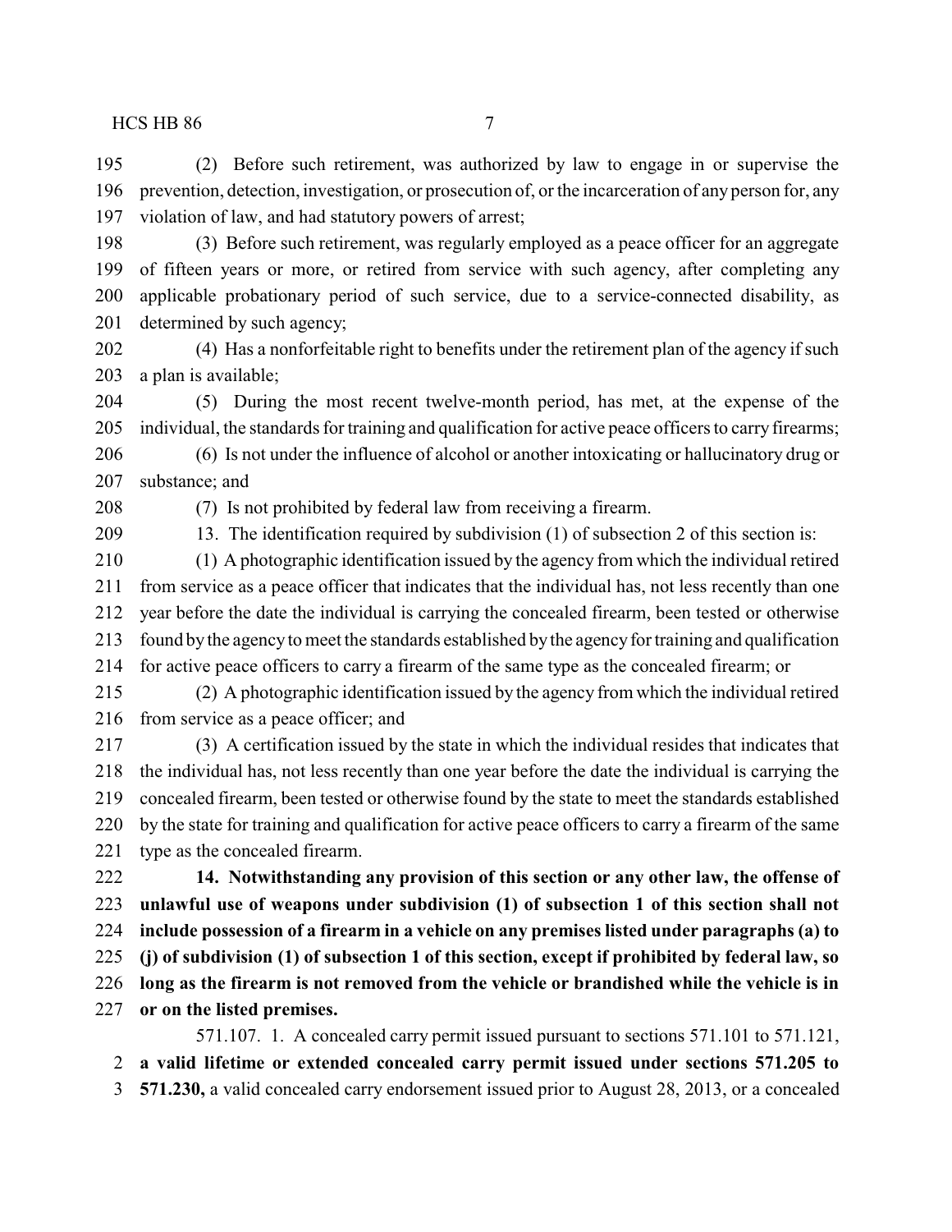(2) Before such retirement, was authorized by law to engage in or supervise the prevention, detection, investigation, or prosecution of, or the incarceration of any person for, any violation of law, and had statutory powers of arrest;

(3) Before such retirement, was regularly employed as a peace officer for an aggregate of fifteen years or more, or retired from service with such agency, after completing any applicable probationary period of such service, due to a service-connected disability, as determined by such agency;

(4) Has a nonforfeitable right to benefits under the retirement plan of the agency if such a plan is available;

(5) During the most recent twelve-month period, has met, at the expense of the individual, the standards for training and qualification for active peace officers to carry firearms;

(6) Is not under the influence of alcohol or another intoxicating or hallucinatory drug or substance; and

(7) Is not prohibited by federal law from receiving a firearm.

13. The identification required by subdivision (1) of subsection 2 of this section is:

(1) A photographic identification issued by the agency from which the individual retired from service as a peace officer that indicates that the individual has, not less recently than one year before the date the individual is carrying the concealed firearm, been tested or otherwise found by the agency to meet the standards established by the agency for training and qualification for active peace officers to carry a firearm of the same type as the concealed firearm; or

(2) A photographic identification issued by the agency from which the individual retired from service as a peace officer; and

(3) A certification issued by the state in which the individual resides that indicates that the individual has, not less recently than one year before the date the individual is carrying the concealed firearm, been tested or otherwise found by the state to meet the standards established by the state for training and qualification for active peace officers to carry a firearm of the same type as the concealed firearm.

**14. Notwithstanding any provision of this section or any other law, the offense of unlawful use of weapons under subdivision (1) of subsection 1 of this section shall not include possession of a firearm in a vehicle on any premises listed under paragraphs (a) to (j) of subdivision (1) of subsection 1 of this section, except if prohibited by federal law, so long as the firearm is not removed from the vehicle or brandished while the vehicle is in or on the listed premises.**

571.107. 1. A concealed carry permit issued pursuant to sections 571.101 to 571.121, **a valid lifetime or extended concealed carry permit issued under sections 571.205 to 571.230,** a valid concealed carry endorsement issued prior to August 28, 2013, or a concealed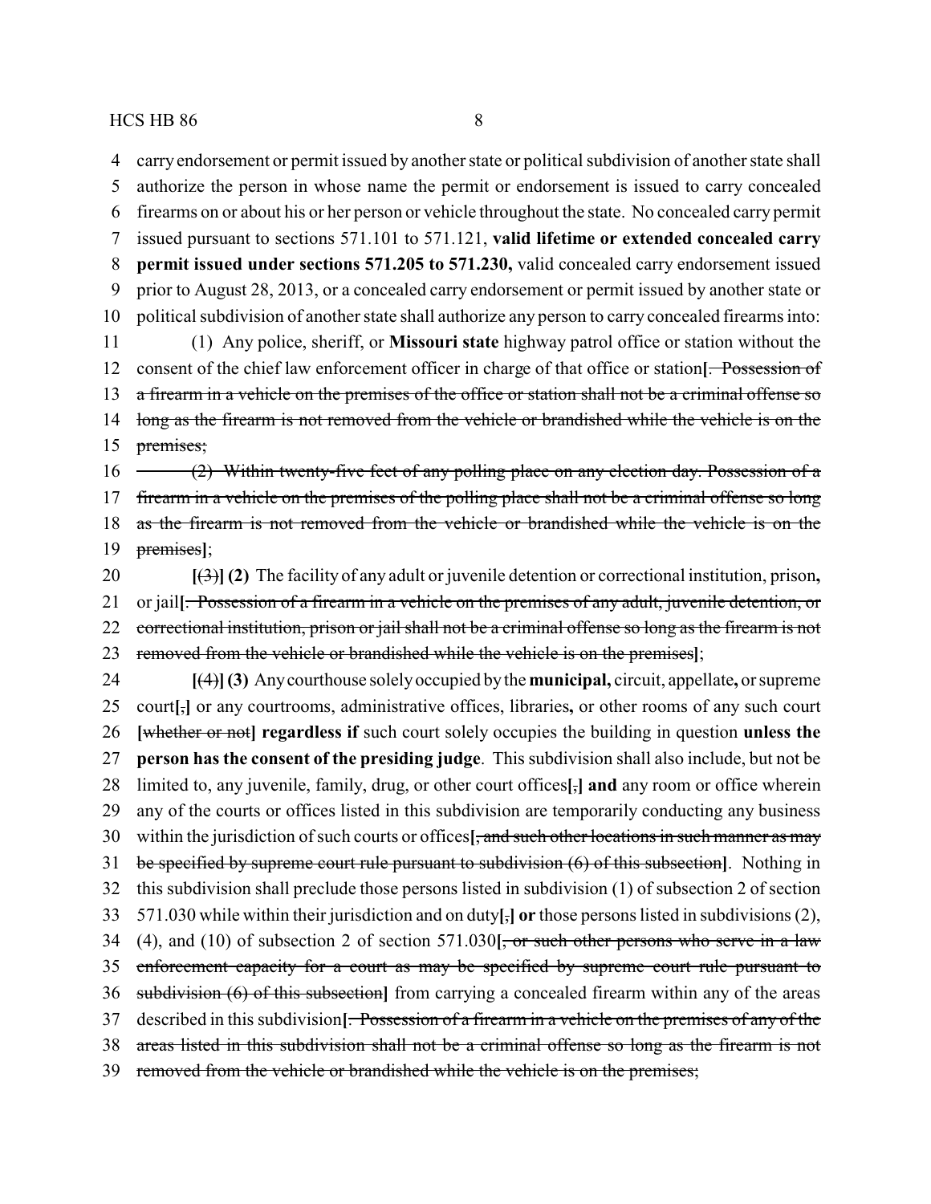carry endorsement or permit issued by another state or political subdivision of another state shall authorize the person in whose name the permit or endorsement is issued to carry concealed firearms on or about his or her person or vehicle throughout the state. No concealed carry permit issued pursuant to sections 571.101 to 571.121, **valid lifetime or extended concealed carry permit issued under sections 571.205 to 571.230,** valid concealed carry endorsement issued prior to August 28, 2013, or a concealed carry endorsement or permit issued by another state or political subdivision of another state shall authorize any person to carry concealed firearms into:

(1) Any police, sheriff, or **Missouri state** highway patrol office or station without the consent of the chief law enforcement officer in charge of that office or station**[**~~. Possession of a firearm in a vehicle on the premises of the office or station shall not be a criminal offense so long as the firearm is not removed from the vehicle or brandished while the vehicle is on the premises;~~

~~(2) Within twenty-five feet of any polling place on any election day. Possession of a firearm in a vehicle on the premises of the polling place shall not be a criminal offense so long as the firearm is not removed from the vehicle or brandished while the vehicle is on the premises~~**]**;

**[**~~(3)~~**] (2)** The facility of any adult or juvenile detention or correctional institution, prison**,** or jail**[**~~. Possession of a firearm in a vehicle on the premises of any adult, juvenile detention, or correctional institution, prison or jail shall not be a criminal offense so long as the firearm is not removed from the vehicle or brandished while the vehicle is on the premises~~**]**;

**[**~~(4)~~**] (3)** Any courthouse solely occupied by the **municipal,** circuit, appellate**,** or supreme court**[**~~,~~**]** or any courtrooms, administrative offices, libraries**,** or other rooms of any such court **[**~~whether or not~~**] regardless if** such court solely occupies the building in question **unless the person has the consent of the presiding judge**. This subdivision shall also include, but not be limited to, any juvenile, family, drug, or other court offices**[**~~,~~**] and** any room or office wherein any of the courts or offices listed in this subdivision are temporarily conducting any business within the jurisdiction of such courts or offices**[**~~, and such other locations in such manner as may be specified by supreme court rule pursuant to subdivision (6) of this subsection~~**]**. Nothing in this subdivision shall preclude those persons listed in subdivision (1) of subsection 2 of section 571.030 while within their jurisdiction and on duty**[**~~,~~**] or** those persons listed in subdivisions (2), (4), and (10) of subsection 2 of section 571.030**[**~~, or such other persons who serve in a law enforcement capacity for a court as may be specified by supreme court rule pursuant to subdivision (6) of this subsection~~**]** from carrying a concealed firearm within any of the areas described in this subdivision**[**~~. Possession of a firearm in a vehicle on the premises of any of the areas listed in this subdivision shall not be a criminal offense so long as the firearm is not removed from the vehicle or brandished while the vehicle is on the premises;~~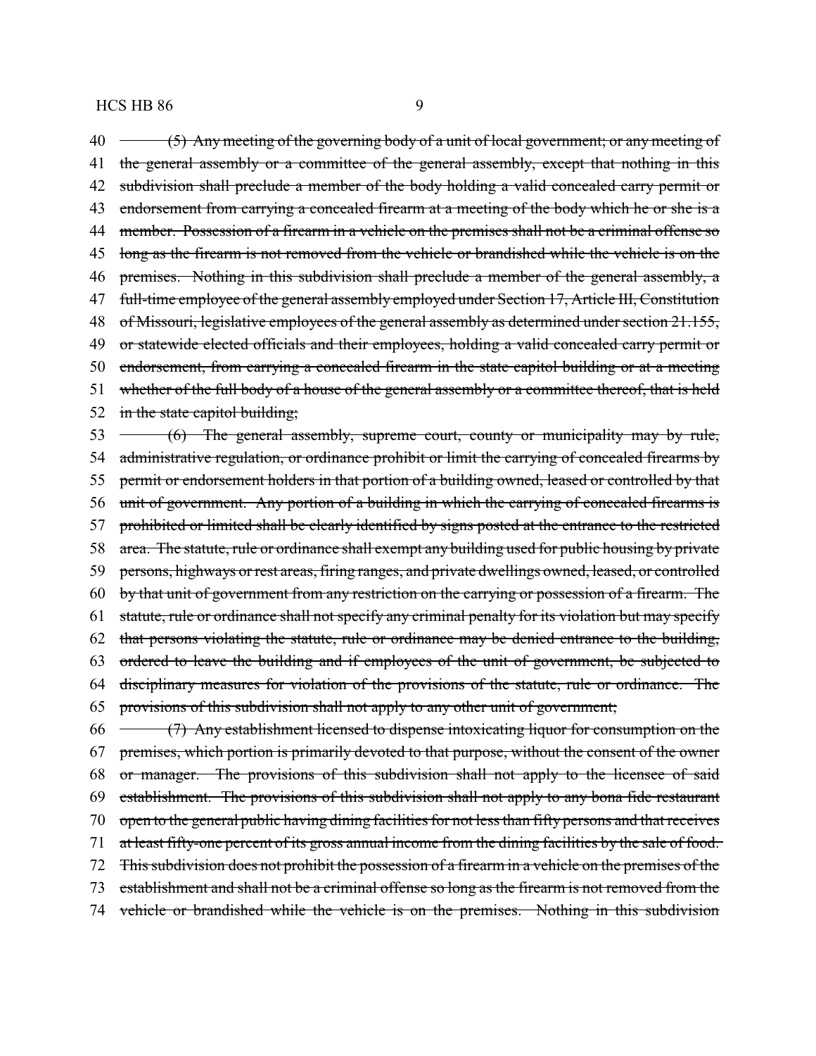40 ~~(5) Any meeting of the governing body of a unit of local government; or any meeting of~~
41 ~~the general assembly or a committee of the general assembly, except that nothing in this~~
42 ~~subdivision shall preclude a member of the body holding a valid concealed carry permit or~~
43 ~~endorsement from carrying a concealed firearm at a meeting of the body which he or she is a~~
44 ~~member. Possession of a firearm in a vehicle on the premises shall not be a criminal offense so~~
45 ~~long as the firearm is not removed from the vehicle or brandished while the vehicle is on the~~
46 ~~premises. Nothing in this subdivision shall preclude a member of the general assembly, a~~
47 ~~full-time employee of the general assembly employed under Section 17, Article III, Constitution~~
48 ~~of Missouri, legislative employees of the general assembly as determined under section 21.155,~~
49 ~~or statewide elected officials and their employees, holding a valid concealed carry permit or~~
50 ~~endorsement, from carrying a concealed firearm in the state capitol building or at a meeting~~
51 ~~whether of the full body of a house of the general assembly or a committee thereof, that is held~~
52 ~~in the state capitol building;~~

53 ~~(6) The general assembly, supreme court, county or municipality may by rule,~~
54 ~~administrative regulation, or ordinance prohibit or limit the carrying of concealed firearms by~~
55 ~~permit or endorsement holders in that portion of a building owned, leased or controlled by that~~
56 ~~unit of government. Any portion of a building in which the carrying of concealed firearms is~~
57 ~~prohibited or limited shall be clearly identified by signs posted at the entrance to the restricted~~
58 ~~area. The statute, rule or ordinance shall exempt any building used for public housing by private~~
59 ~~persons, highways or rest areas, firing ranges, and private dwellings owned, leased, or controlled~~
60 ~~by that unit of government from any restriction on the carrying or possession of a firearm. The~~
61 ~~statute, rule or ordinance shall not specify any criminal penalty for its violation but may specify~~
62 ~~that persons violating the statute, rule or ordinance may be denied entrance to the building,~~
63 ~~ordered to leave the building and if employees of the unit of government, be subjected to~~
64 ~~disciplinary measures for violation of the provisions of the statute, rule or ordinance. The~~
65 ~~provisions of this subdivision shall not apply to any other unit of government;~~

66 ~~(7) Any establishment licensed to dispense intoxicating liquor for consumption on the~~
67 ~~premises, which portion is primarily devoted to that purpose, without the consent of the owner~~
68 ~~or manager. The provisions of this subdivision shall not apply to the licensee of said~~
69 ~~establishment. The provisions of this subdivision shall not apply to any bona fide restaurant~~
70 ~~open to the general public having dining facilities for not less than fifty persons and that receives~~
71 ~~at least fifty-one percent of its gross annual income from the dining facilities by the sale of food.~~
72 ~~This subdivision does not prohibit the possession of a firearm in a vehicle on the premises of the~~
73 ~~establishment and shall not be a criminal offense so long as the firearm is not removed from the~~
74 ~~vehicle or brandished while the vehicle is on the premises. Nothing in this subdivision~~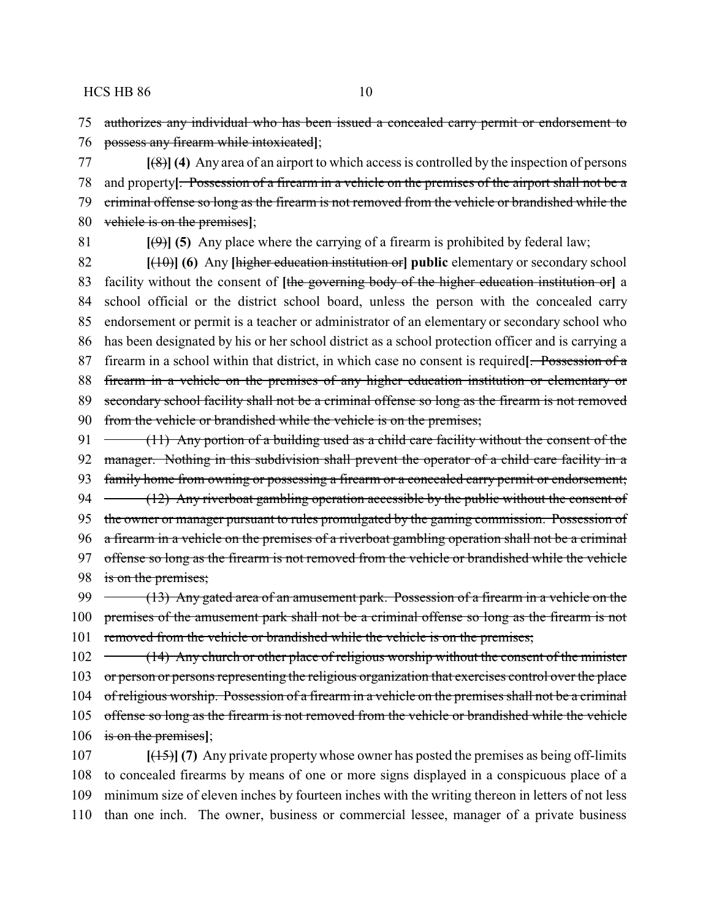75 authorizes any individual who has been issued a concealed carry permit or endorsement to
76 possess any firearm while intoxicated];

77 [(8)] **(4)** Any area of an airport to which access is controlled by the inspection of persons
78 and property[. Possession of a firearm in a vehicle on the premises of the airport shall not be a
79 criminal offense so long as the firearm is not removed from the vehicle or brandished while the
80 vehicle is on the premises];

81 [(9)] **(5)** Any place where the carrying of a firearm is prohibited by federal law;

82 [(10)] **(6)** Any [higher education institution or] **public** elementary or secondary school
83 facility without the consent of [the governing body of the higher education institution or] a
84 school official or the district school board, unless the person with the concealed carry
85 endorsement or permit is a teacher or administrator of an elementary or secondary school who
86 has been designated by his or her school district as a school protection officer and is carrying a
87 firearm in a school within that district, in which case no consent is required[. Possession of a
88 firearm in a vehicle on the premises of any higher education institution or elementary or
89 secondary school facility shall not be a criminal offense so long as the firearm is not removed
90 from the vehicle or brandished while the vehicle is on the premises;

91 (11) Any portion of a building used as a child care facility without the consent of the
92 manager. Nothing in this subdivision shall prevent the operator of a child care facility in a
93 family home from owning or possessing a firearm or a concealed carry permit or endorsement;

94 (12) Any riverboat gambling operation accessible by the public without the consent of
95 the owner or manager pursuant to rules promulgated by the gaming commission. Possession of
96 a firearm in a vehicle on the premises of a riverboat gambling operation shall not be a criminal
97 offense so long as the firearm is not removed from the vehicle or brandished while the vehicle
98 is on the premises;

99 (13) Any gated area of an amusement park. Possession of a firearm in a vehicle on the
100 premises of the amusement park shall not be a criminal offense so long as the firearm is not
101 removed from the vehicle or brandished while the vehicle is on the premises;

102 (14) Any church or other place of religious worship without the consent of the minister
103 or person or persons representing the religious organization that exercises control over the place
104 of religious worship. Possession of a firearm in a vehicle on the premises shall not be a criminal
105 offense so long as the firearm is not removed from the vehicle or brandished while the vehicle
106 is on the premises];

107 [(15)] **(7)** Any private property whose owner has posted the premises as being off-limits
108 to concealed firearms by means of one or more signs displayed in a conspicuous place of a
109 minimum size of eleven inches by fourteen inches with the writing thereon in letters of not less
110 than one inch. The owner, business or commercial lessee, manager of a private business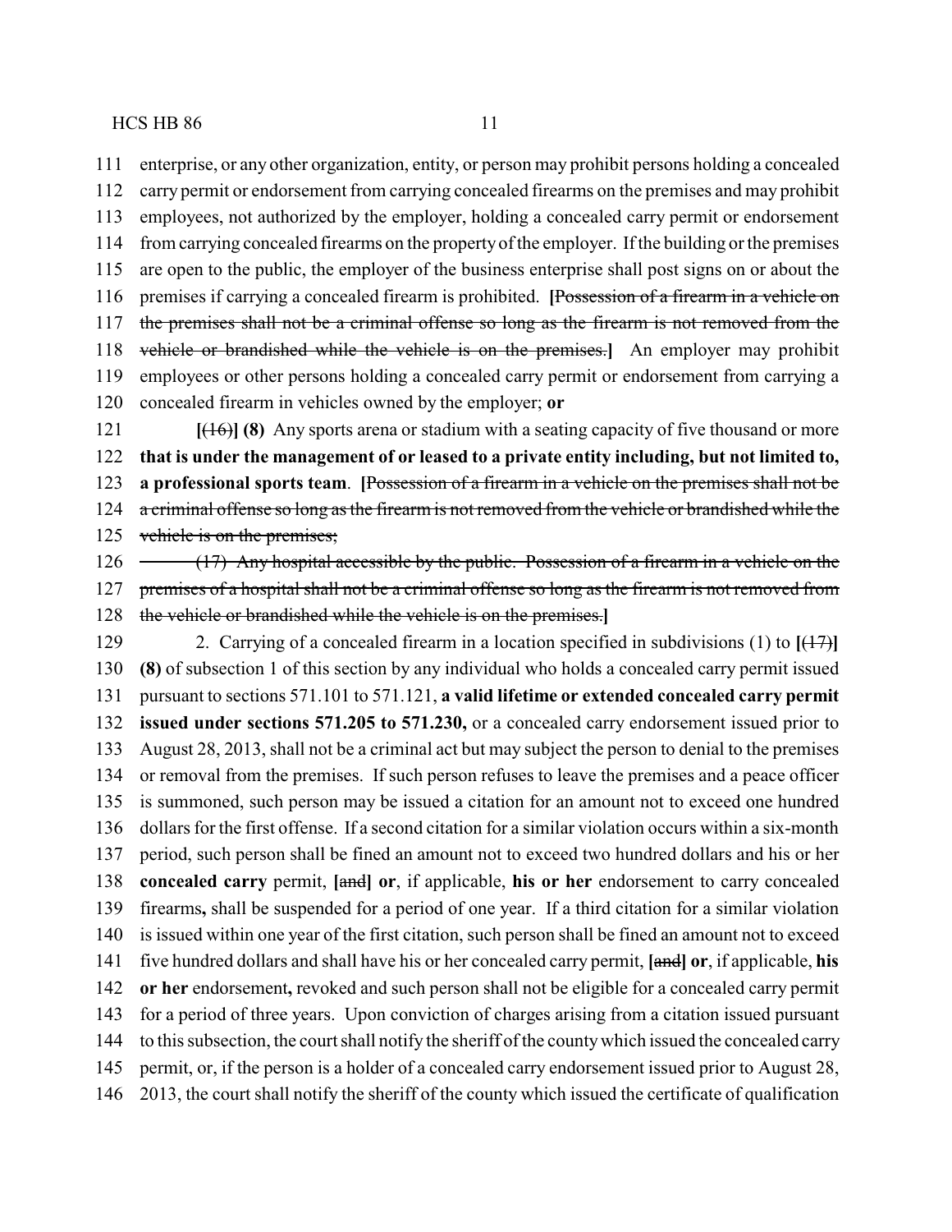111 enterprise, or any other organization, entity, or person may prohibit persons holding a concealed
112 carry permit or endorsement from carrying concealed firearms on the premises and may prohibit
113 employees, not authorized by the employer, holding a concealed carry permit or endorsement
114 from carrying concealed firearms on the property of the employer. If the building or the premises
115 are open to the public, the employer of the business enterprise shall post signs on or about the
116 premises if carrying a concealed firearm is prohibited. **[**~~Possession of a firearm in a vehicle on~~
117 ~~the premises shall not be a criminal offense so long as the firearm is not removed from the~~
118 ~~vehicle or brandished while the vehicle is on the premises.~~**]** An employer may prohibit
119 employees or other persons holding a concealed carry permit or endorsement from carrying a
120 concealed firearm in vehicles owned by the employer; **or**

121 **[**~~(16)~~**] (8)** Any sports arena or stadium with a seating capacity of five thousand or more
122 **that is under the management of or leased to a private entity including, but not limited to,**
123 **a professional sports team**. **[**~~Possession of a firearm in a vehicle on the premises shall not be~~
124 ~~a criminal offense so long as the firearm is not removed from the vehicle or brandished while the~~
125 ~~vehicle is on the premises;~~

126 ~~(17) Any hospital accessible by the public. Possession of a firearm in a vehicle on the~~
127 ~~premises of a hospital shall not be a criminal offense so long as the firearm is not removed from~~
128 ~~the vehicle or brandished while the vehicle is on the premises.~~**]**

129 2. Carrying of a concealed firearm in a location specified in subdivisions (1) to **[**~~(17)~~**]**
130 **(8)** of subsection 1 of this section by any individual who holds a concealed carry permit issued
131 pursuant to sections 571.101 to 571.121, **a valid lifetime or extended concealed carry permit**
132 **issued under sections 571.205 to 571.230,** or a concealed carry endorsement issued prior to
133 August 28, 2013, shall not be a criminal act but may subject the person to denial to the premises
134 or removal from the premises. If such person refuses to leave the premises and a peace officer
135 is summoned, such person may be issued a citation for an amount not to exceed one hundred
136 dollars for the first offense. If a second citation for a similar violation occurs within a six-month
137 period, such person shall be fined an amount not to exceed two hundred dollars and his or her
138 **concealed carry** permit, **[**~~and~~**] or**, if applicable, **his or her** endorsement to carry concealed
139 firearms**,** shall be suspended for a period of one year. If a third citation for a similar violation
140 is issued within one year of the first citation, such person shall be fined an amount not to exceed
141 five hundred dollars and shall have his or her concealed carry permit, **[**~~and~~**] or**, if applicable, **his**
142 **or her** endorsement**,** revoked and such person shall not be eligible for a concealed carry permit
143 for a period of three years. Upon conviction of charges arising from a citation issued pursuant
144 to this subsection, the court shall notify the sheriff of the county which issued the concealed carry
145 permit, or, if the person is a holder of a concealed carry endorsement issued prior to August 28,
146 2013, the court shall notify the sheriff of the county which issued the certificate of qualification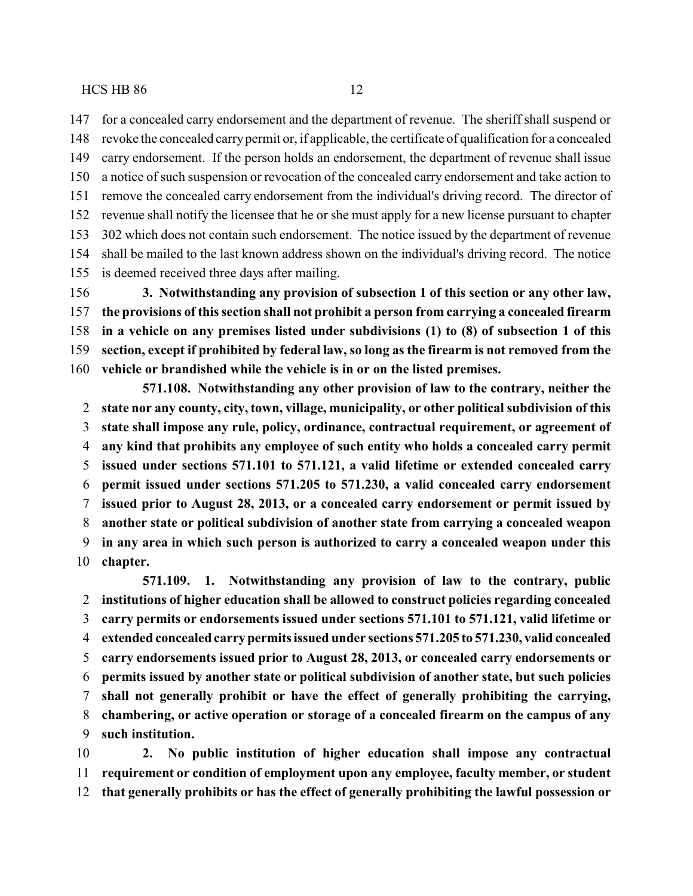for a concealed carry endorsement and the department of revenue. The sheriff shall suspend or revoke the concealed carry permit or, if applicable, the certificate of qualification for a concealed carry endorsement. If the person holds an endorsement, the department of revenue shall issue a notice of such suspension or revocation of the concealed carry endorsement and take action to remove the concealed carry endorsement from the individual's driving record. The director of revenue shall notify the licensee that he or she must apply for a new license pursuant to chapter 302 which does not contain such endorsement. The notice issued by the department of revenue shall be mailed to the last known address shown on the individual's driving record. The notice is deemed received three days after mailing.

**3. Notwithstanding any provision of subsection 1 of this section or any other law, the provisions of this section shall not prohibit a person from carrying a concealed firearm in a vehicle on any premises listed under subdivisions (1) to (8) of subsection 1 of this section, except if prohibited by federal law, so long as the firearm is not removed from the vehicle or brandished while the vehicle is in or on the listed premises.**

**571.108. Notwithstanding any other provision of law to the contrary, neither the state nor any county, city, town, village, municipality, or other political subdivision of this state shall impose any rule, policy, ordinance, contractual requirement, or agreement of any kind that prohibits any employee of such entity who holds a concealed carry permit issued under sections 571.101 to 571.121, a valid lifetime or extended concealed carry permit issued under sections 571.205 to 571.230, a valid concealed carry endorsement issued prior to August 28, 2013, or a concealed carry endorsement or permit issued by another state or political subdivision of another state from carrying a concealed weapon in any area in which such person is authorized to carry a concealed weapon under this chapter.**

**571.109. 1. Notwithstanding any provision of law to the contrary, public institutions of higher education shall be allowed to construct policies regarding concealed carry permits or endorsements issued under sections 571.101 to 571.121, valid lifetime or extended concealed carry permits issued under sections 571.205 to 571.230, valid concealed carry endorsements issued prior to August 28, 2013, or concealed carry endorsements or permits issued by another state or political subdivision of another state, but such policies shall not generally prohibit or have the effect of generally prohibiting the carrying, chambering, or active operation or storage of a concealed firearm on the campus of any such institution.**

**2. No public institution of higher education shall impose any contractual requirement or condition of employment upon any employee, faculty member, or student that generally prohibits or has the effect of generally prohibiting the lawful possession or**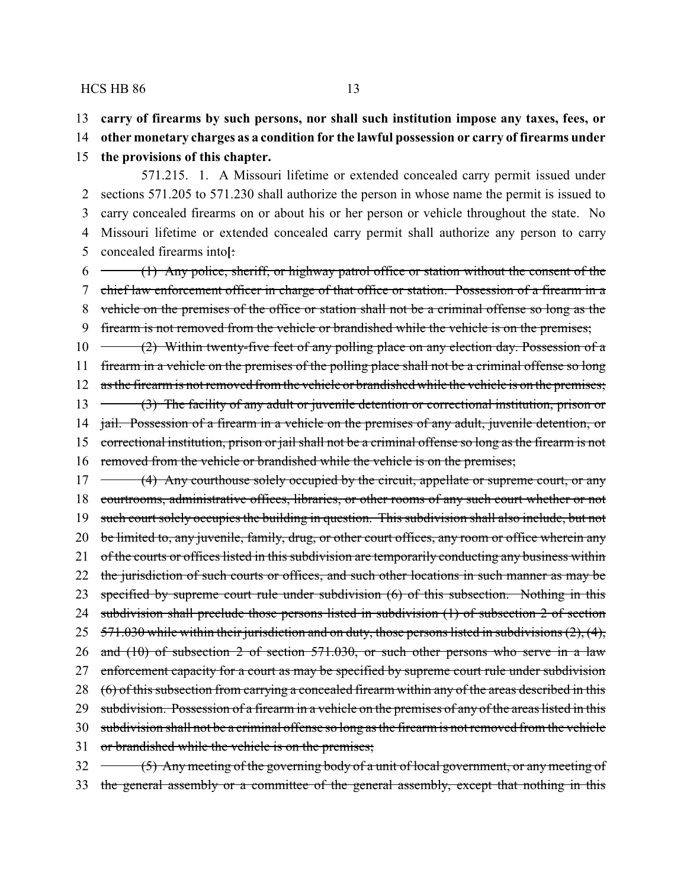**carry of firearms by such persons, nor shall such institution impose any taxes, fees, or other monetary charges as a condition for the lawful possession or carry of firearms under the provisions of this chapter.**

571.215. 1. A Missouri lifetime or extended concealed carry permit issued under sections 571.205 to 571.230 shall authorize the person in whose name the permit is issued to carry concealed firearms on or about his or her person or vehicle throughout the state. No Missouri lifetime or extended concealed carry permit shall authorize any person to carry concealed firearms into**[**:

~~(1) Any police, sheriff, or highway patrol office or station without the consent of the chief law enforcement officer in charge of that office or station. Possession of a firearm in a vehicle on the premises of the office or station shall not be a criminal offense so long as the firearm is not removed from the vehicle or brandished while the vehicle is on the premises;~~

~~(2) Within twenty-five feet of any polling place on any election day. Possession of a firearm in a vehicle on the premises of the polling place shall not be a criminal offense so long as the firearm is not removed from the vehicle or brandished while the vehicle is on the premises;~~

~~(3) The facility of any adult or juvenile detention or correctional institution, prison or jail. Possession of a firearm in a vehicle on the premises of any adult, juvenile detention, or correctional institution, prison or jail shall not be a criminal offense so long as the firearm is not removed from the vehicle or brandished while the vehicle is on the premises;~~

~~(4) Any courthouse solely occupied by the circuit, appellate or supreme court, or any courtrooms, administrative offices, libraries, or other rooms of any such court whether or not such court solely occupies the building in question. This subdivision shall also include, but not be limited to, any juvenile, family, drug, or other court offices, any room or office wherein any of the courts or offices listed in this subdivision are temporarily conducting any business within the jurisdiction of such courts or offices, and such other locations in such manner as may be specified by supreme court rule under subdivision (6) of this subsection. Nothing in this subdivision shall preclude those persons listed in subdivision (1) of subsection 2 of section 571.030 while within their jurisdiction and on duty, those persons listed in subdivisions (2), (4), and (10) of subsection 2 of section 571.030, or such other persons who serve in a law enforcement capacity for a court as may be specified by supreme court rule under subdivision (6) of this subsection from carrying a concealed firearm within any of the areas described in this subdivision. Possession of a firearm in a vehicle on the premises of any of the areas listed in this subdivision shall not be a criminal offense so long as the firearm is not removed from the vehicle or brandished while the vehicle is on the premises;~~

~~(5) Any meeting of the governing body of a unit of local government, or any meeting of the general assembly or a committee of the general assembly, except that nothing in this~~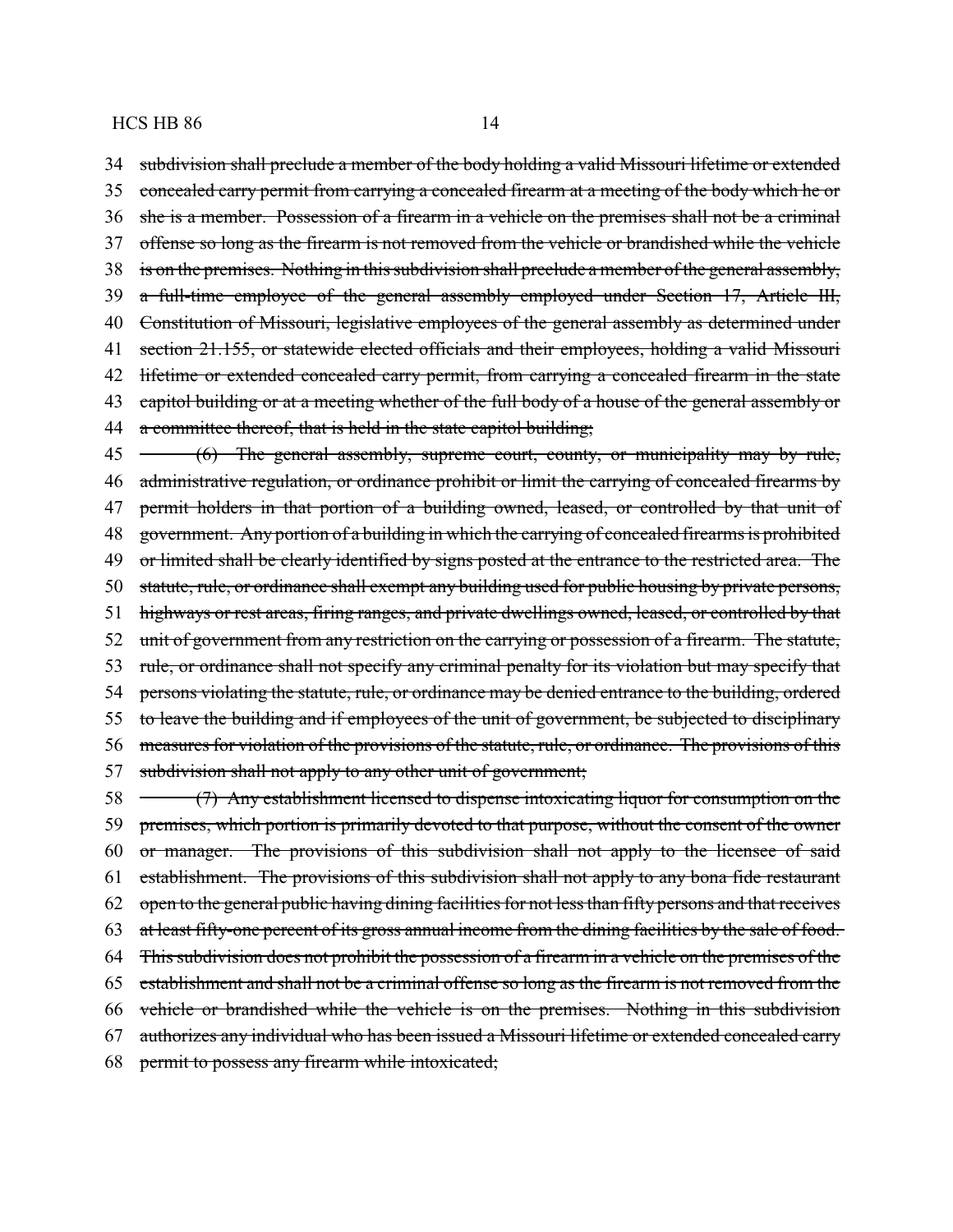34 ~~subdivision shall preclude a member of the body holding a valid Missouri lifetime or extended~~
35 ~~concealed carry permit from carrying a concealed firearm at a meeting of the body which he or~~
36 ~~she is a member. Possession of a firearm in a vehicle on the premises shall not be a criminal~~
37 ~~offense so long as the firearm is not removed from the vehicle or brandished while the vehicle~~
38 ~~is on the premises. Nothing in this subdivision shall preclude a member of the general assembly,~~
39 ~~a full-time employee of the general assembly employed under Section 17, Article III,~~
40 ~~Constitution of Missouri, legislative employees of the general assembly as determined under~~
41 ~~section 21.155, or statewide elected officials and their employees, holding a valid Missouri~~
42 ~~lifetime or extended concealed carry permit, from carrying a concealed firearm in the state~~
43 ~~capitol building or at a meeting whether of the full body of a house of the general assembly or~~
44 ~~a committee thereof, that is held in the state capitol building;~~

45 ~~(6) The general assembly, supreme court, county, or municipality may by rule,~~
46 ~~administrative regulation, or ordinance prohibit or limit the carrying of concealed firearms by~~
47 ~~permit holders in that portion of a building owned, leased, or controlled by that unit of~~
48 ~~government. Any portion of a building in which the carrying of concealed firearms is prohibited~~
49 ~~or limited shall be clearly identified by signs posted at the entrance to the restricted area. The~~
50 ~~statute, rule, or ordinance shall exempt any building used for public housing by private persons,~~
51 ~~highways or rest areas, firing ranges, and private dwellings owned, leased, or controlled by that~~
52 ~~unit of government from any restriction on the carrying or possession of a firearm. The statute,~~
53 ~~rule, or ordinance shall not specify any criminal penalty for its violation but may specify that~~
54 ~~persons violating the statute, rule, or ordinance may be denied entrance to the building, ordered~~
55 ~~to leave the building and if employees of the unit of government, be subjected to disciplinary~~
56 ~~measures for violation of the provisions of the statute, rule, or ordinance. The provisions of this~~
57 ~~subdivision shall not apply to any other unit of government;~~

58 ~~(7) Any establishment licensed to dispense intoxicating liquor for consumption on the~~
59 ~~premises, which portion is primarily devoted to that purpose, without the consent of the owner~~
60 ~~or manager. The provisions of this subdivision shall not apply to the licensee of said~~
61 ~~establishment. The provisions of this subdivision shall not apply to any bona fide restaurant~~
62 ~~open to the general public having dining facilities for not less than fifty persons and that receives~~
63 ~~at least fifty-one percent of its gross annual income from the dining facilities by the sale of food.~~
64 ~~This subdivision does not prohibit the possession of a firearm in a vehicle on the premises of the~~
65 ~~establishment and shall not be a criminal offense so long as the firearm is not removed from the~~
66 ~~vehicle or brandished while the vehicle is on the premises. Nothing in this subdivision~~
67 ~~authorizes any individual who has been issued a Missouri lifetime or extended concealed carry~~
68 ~~permit to possess any firearm while intoxicated;~~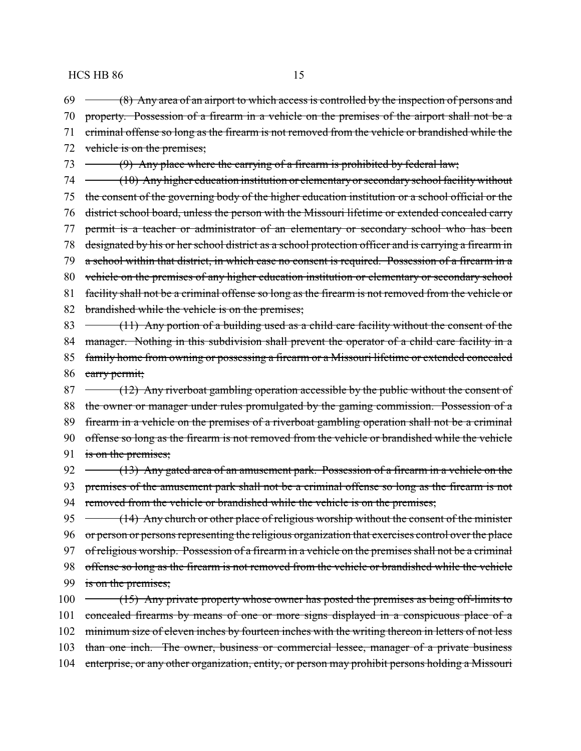~~(8) Any area of an airport to which access is controlled by the inspection of persons and property. Possession of a firearm in a vehicle on the premises of the airport shall not be a criminal offense so long as the firearm is not removed from the vehicle or brandished while the vehicle is on the premises;~~

~~(9) Any place where the carrying of a firearm is prohibited by federal law;~~

~~(10) Any higher education institution or elementary or secondary school facility without the consent of the governing body of the higher education institution or a school official or the district school board, unless the person with the Missouri lifetime or extended concealed carry permit is a teacher or administrator of an elementary or secondary school who has been designated by his or her school district as a school protection officer and is carrying a firearm in a school within that district, in which case no consent is required. Possession of a firearm in a vehicle on the premises of any higher education institution or elementary or secondary school facility shall not be a criminal offense so long as the firearm is not removed from the vehicle or brandished while the vehicle is on the premises;~~

~~(11) Any portion of a building used as a child care facility without the consent of the manager. Nothing in this subdivision shall prevent the operator of a child care facility in a family home from owning or possessing a firearm or a Missouri lifetime or extended concealed carry permit;~~

~~(12) Any riverboat gambling operation accessible by the public without the consent of the owner or manager under rules promulgated by the gaming commission. Possession of a firearm in a vehicle on the premises of a riverboat gambling operation shall not be a criminal offense so long as the firearm is not removed from the vehicle or brandished while the vehicle is on the premises;~~

~~(13) Any gated area of an amusement park. Possession of a firearm in a vehicle on the premises of the amusement park shall not be a criminal offense so long as the firearm is not removed from the vehicle or brandished while the vehicle is on the premises;~~

~~(14) Any church or other place of religious worship without the consent of the minister or person or persons representing the religious organization that exercises control over the place of religious worship. Possession of a firearm in a vehicle on the premises shall not be a criminal offense so long as the firearm is not removed from the vehicle or brandished while the vehicle is on the premises;~~

~~(15) Any private property whose owner has posted the premises as being off-limits to concealed firearms by means of one or more signs displayed in a conspicuous place of a minimum size of eleven inches by fourteen inches with the writing thereon in letters of not less than one inch. The owner, business or commercial lessee, manager of a private business enterprise, or any other organization, entity, or person may prohibit persons holding a Missouri~~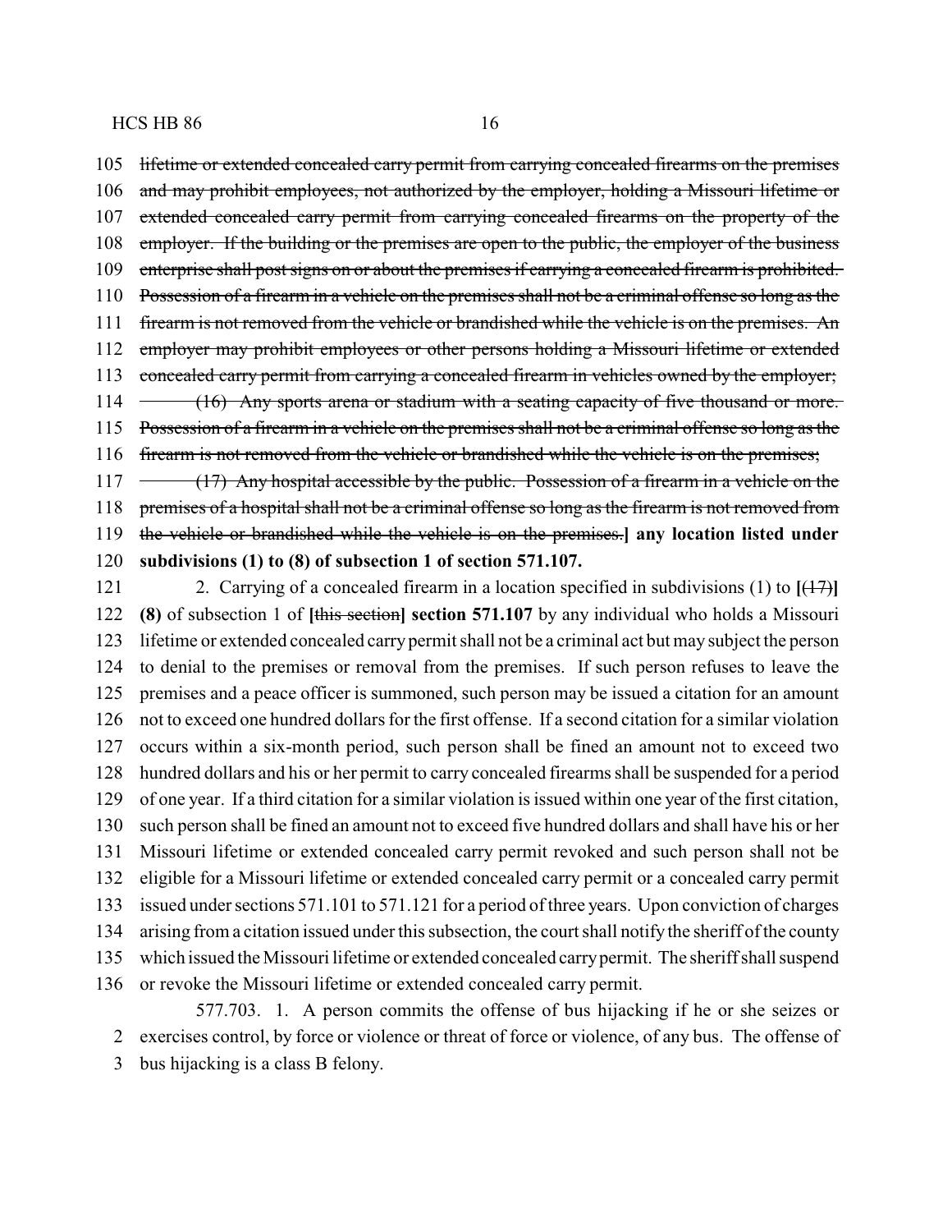~~lifetime or extended concealed carry permit from carrying concealed firearms on the premises and may prohibit employees, not authorized by the employer, holding a Missouri lifetime or extended concealed carry permit from carrying concealed firearms on the property of the employer. If the building or the premises are open to the public, the employer of the business enterprise shall post signs on or about the premises if carrying a concealed firearm is prohibited. Possession of a firearm in a vehicle on the premises shall not be a criminal offense so long as the firearm is not removed from the vehicle or brandished while the vehicle is on the premises. An employer may prohibit employees or other persons holding a Missouri lifetime or extended concealed carry permit from carrying a concealed firearm in vehicles owned by the employer;~~

~~(16) Any sports arena or stadium with a seating capacity of five thousand or more. Possession of a firearm in a vehicle on the premises shall not be a criminal offense so long as the firearm is not removed from the vehicle or brandished while the vehicle is on the premises;~~

~~(17) Any hospital accessible by the public. Possession of a firearm in a vehicle on the premises of a hospital shall not be a criminal offense so long as the firearm is not removed from the vehicle or brandished while the vehicle is on the premises.~~] **any location listed under subdivisions (1) to (8) of subsection 1 of section 571.107.**

2. Carrying of a concealed firearm in a location specified in subdivisions (1) to **[**~~(17)~~**]** **(8)** of subsection 1 of **[**~~this section~~**]** **section 571.107** by any individual who holds a Missouri lifetime or extended concealed carry permit shall not be a criminal act but may subject the person to denial to the premises or removal from the premises. If such person refuses to leave the premises and a peace officer is summoned, such person may be issued a citation for an amount not to exceed one hundred dollars for the first offense. If a second citation for a similar violation occurs within a six-month period, such person shall be fined an amount not to exceed two hundred dollars and his or her permit to carry concealed firearms shall be suspended for a period of one year. If a third citation for a similar violation is issued within one year of the first citation, such person shall be fined an amount not to exceed five hundred dollars and shall have his or her Missouri lifetime or extended concealed carry permit revoked and such person shall not be eligible for a Missouri lifetime or extended concealed carry permit or a concealed carry permit issued under sections 571.101 to 571.121 for a period of three years. Upon conviction of charges arising from a citation issued under this subsection, the court shall notify the sheriff of the county which issued the Missouri lifetime or extended concealed carry permit. The sheriff shall suspend or revoke the Missouri lifetime or extended concealed carry permit.

577.703. 1. A person commits the offense of bus hijacking if he or she seizes or exercises control, by force or violence or threat of force or violence, of any bus. The offense of bus hijacking is a class B felony.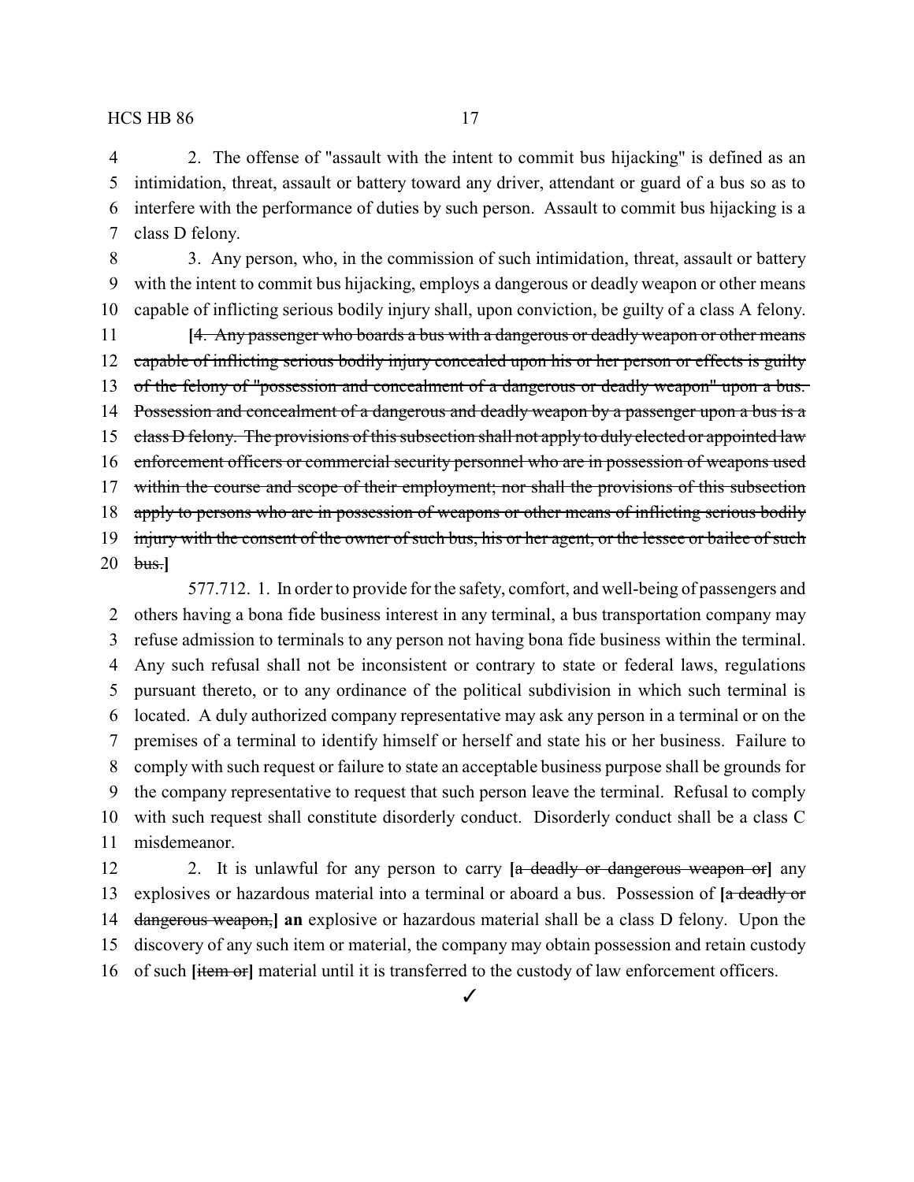2. The offense of "assault with the intent to commit bus hijacking" is defined as an intimidation, threat, assault or battery toward any driver, attendant or guard of a bus so as to interfere with the performance of duties by such person. Assault to commit bus hijacking is a class D felony.

3. Any person, who, in the commission of such intimidation, threat, assault or battery with the intent to commit bus hijacking, employs a dangerous or deadly weapon or other means capable of inflicting serious bodily injury shall, upon conviction, be guilty of a class A felony.

**[**~~4. Any passenger who boards a bus with a dangerous or deadly weapon or other means capable of inflicting serious bodily injury concealed upon his or her person or effects is guilty of the felony of "possession and concealment of a dangerous or deadly weapon" upon a bus. Possession and concealment of a dangerous and deadly weapon by a passenger upon a bus is a class D felony. The provisions of this subsection shall not apply to duly elected or appointed law enforcement officers or commercial security personnel who are in possession of weapons used within the course and scope of their employment; nor shall the provisions of this subsection apply to persons who are in possession of weapons or other means of inflicting serious bodily injury with the consent of the owner of such bus, his or her agent, or the lessee or bailee of such bus.~~**]**

577.712. 1. In order to provide for the safety, comfort, and well-being of passengers and others having a bona fide business interest in any terminal, a bus transportation company may refuse admission to terminals to any person not having bona fide business within the terminal. Any such refusal shall not be inconsistent or contrary to state or federal laws, regulations pursuant thereto, or to any ordinance of the political subdivision in which such terminal is located. A duly authorized company representative may ask any person in a terminal or on the premises of a terminal to identify himself or herself and state his or her business. Failure to comply with such request or failure to state an acceptable business purpose shall be grounds for the company representative to request that such person leave the terminal. Refusal to comply with such request shall constitute disorderly conduct. Disorderly conduct shall be a class C misdemeanor.

2. It is unlawful for any person to carry **[**~~a deadly or dangerous weapon or~~**]** any explosives or hazardous material into a terminal or aboard a bus. Possession of **[**~~a deadly or dangerous weapon,~~**]** **an** explosive or hazardous material shall be a class D felony. Upon the discovery of any such item or material, the company may obtain possession and retain custody of such **[**~~item or~~**]** material until it is transferred to the custody of law enforcement officers.

✓